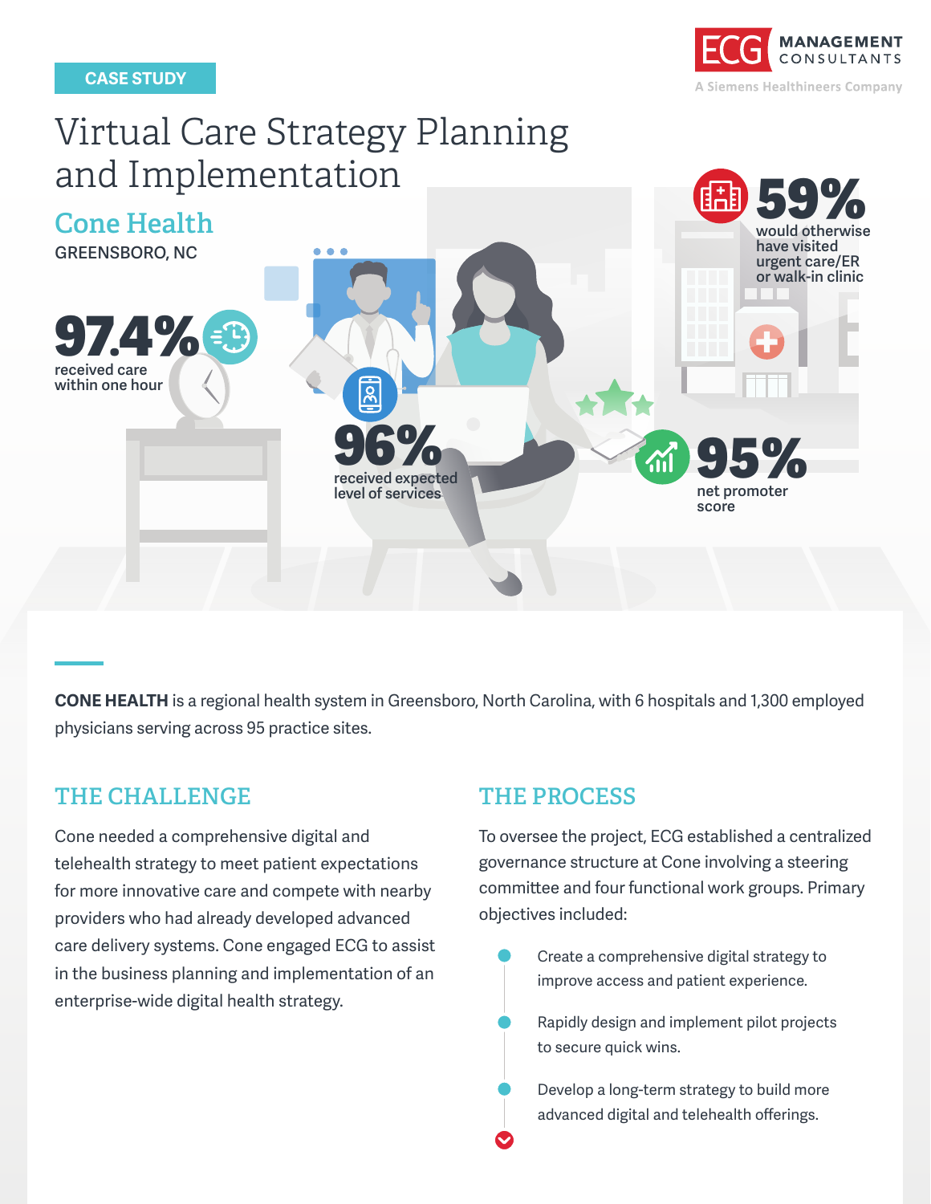CASE STUDY

ECG MANAGEMENT CONSULTANTS
A Siemens Healthineers Company

# Virtual Care Strategy Planning and Implementation

## Cone Health

GREENSBORO, NC

**97.4%** received care within one hour

**59%** would otherwise have visited urgent care/ER or walk-in clinic

**96%** received expected level of services

**95%** net promoter score

**CONE HEALTH** is a regional health system in Greensboro, North Carolina, with 6 hospitals and 1,300 employed physicians serving across 95 practice sites.

## THE CHALLENGE

Cone needed a comprehensive digital and telehealth strategy to meet patient expectations for more innovative care and compete with nearby providers who had already developed advanced care delivery systems. Cone engaged ECG to assist in the business planning and implementation of an enterprise-wide digital health strategy.

## THE PROCESS

To oversee the project, ECG established a centralized governance structure at Cone involving a steering committee and four functional work groups. Primary objectives included:

- Create a comprehensive digital strategy to improve access and patient experience.
- Rapidly design and implement pilot projects to secure quick wins.
- Develop a long-term strategy to build more advanced digital and telehealth offerings.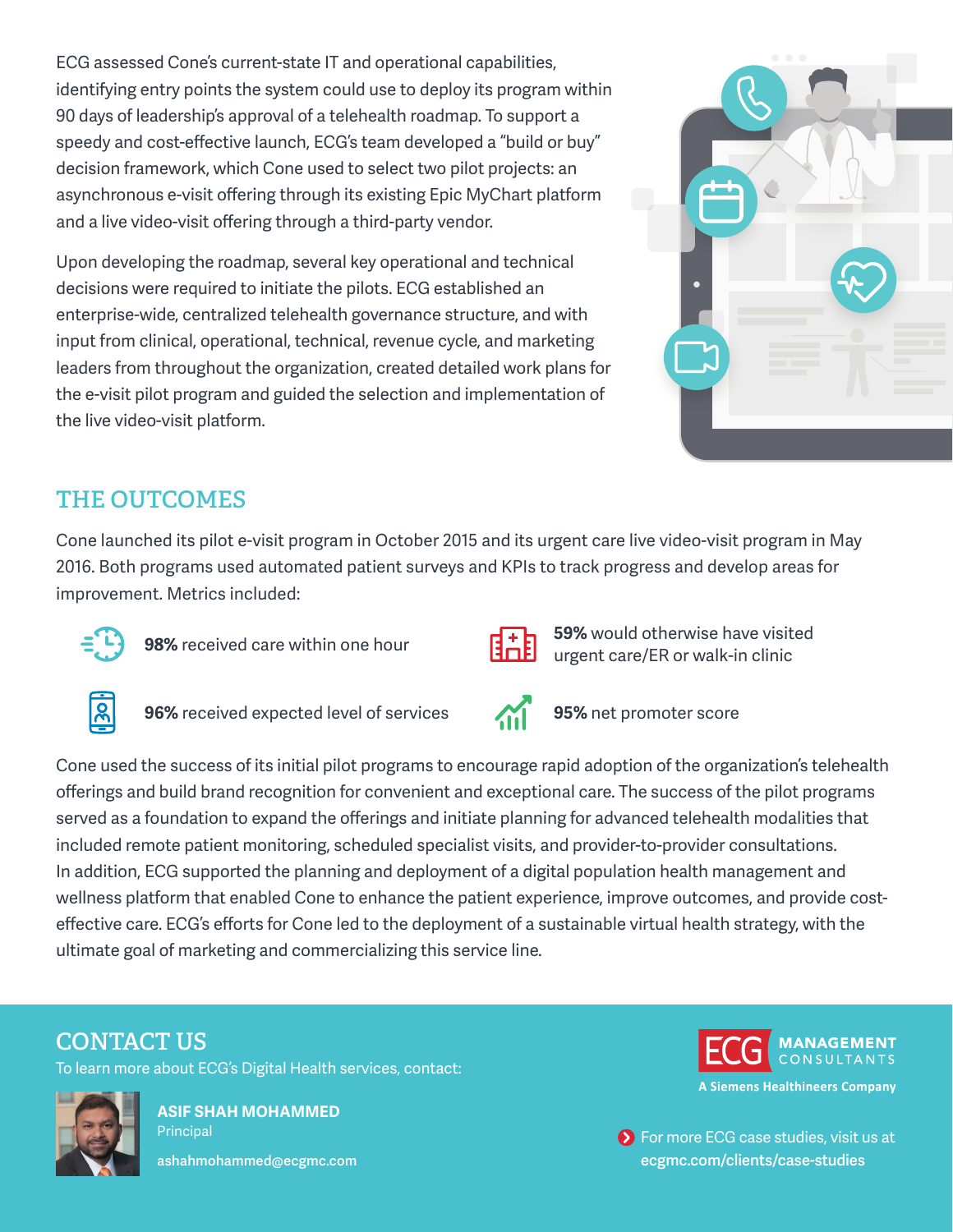ECG assessed Cone's current-state IT and operational capabilities, identifying entry points the system could use to deploy its program within 90 days of leadership's approval of a telehealth roadmap. To support a speedy and cost-effective launch, ECG's team developed a "build or buy" decision framework, which Cone used to select two pilot projects: an asynchronous e-visit offering through its existing Epic MyChart platform and a live video-visit offering through a third-party vendor.

Upon developing the roadmap, several key operational and technical decisions were required to initiate the pilots. ECG established an enterprise-wide, centralized telehealth governance structure, and with input from clinical, operational, technical, revenue cycle, and marketing leaders from throughout the organization, created detailed work plans for the e-visit pilot program and guided the selection and implementation of the live video-visit platform.

## THE OUTCOMES

Cone launched its pilot e-visit program in October 2015 and its urgent care live video-visit program in May 2016. Both programs used automated patient surveys and KPIs to track progress and develop areas for improvement. Metrics included:

- **98%** received care within one hour
- **59%** would otherwise have visited urgent care/ER or walk-in clinic
- **96%** received expected level of services
- **95%** net promoter score

Cone used the success of its initial pilot programs to encourage rapid adoption of the organization's telehealth offerings and build brand recognition for convenient and exceptional care. The success of the pilot programs served as a foundation to expand the offerings and initiate planning for advanced telehealth modalities that included remote patient monitoring, scheduled specialist visits, and provider-to-provider consultations. In addition, ECG supported the planning and deployment of a digital population health management and wellness platform that enabled Cone to enhance the patient experience, improve outcomes, and provide cost-effective care. ECG's efforts for Cone led to the deployment of a sustainable virtual health strategy, with the ultimate goal of marketing and commercializing this service line.

## CONTACT US

To learn more about ECG's Digital Health services, contact:

**ASIF SHAH MOHAMMED**
Principal
ashahmohammed@ecgmc.com

ECG MANAGEMENT CONSULTANTS
A Siemens Healthineers Company

For more ECG case studies, visit us at ecgmc.com/clients/case-studies